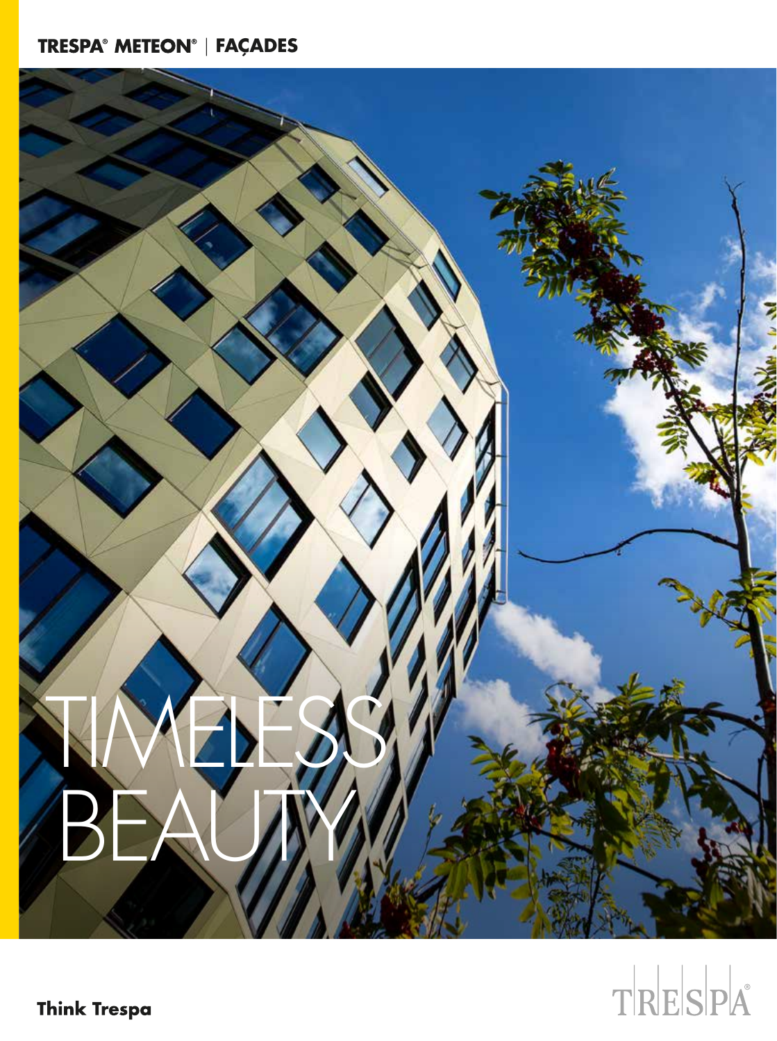TRESPA® METEON® | FAÇADES

# TIMELESS BEAUTY

**Think Trespa**

TRESPA®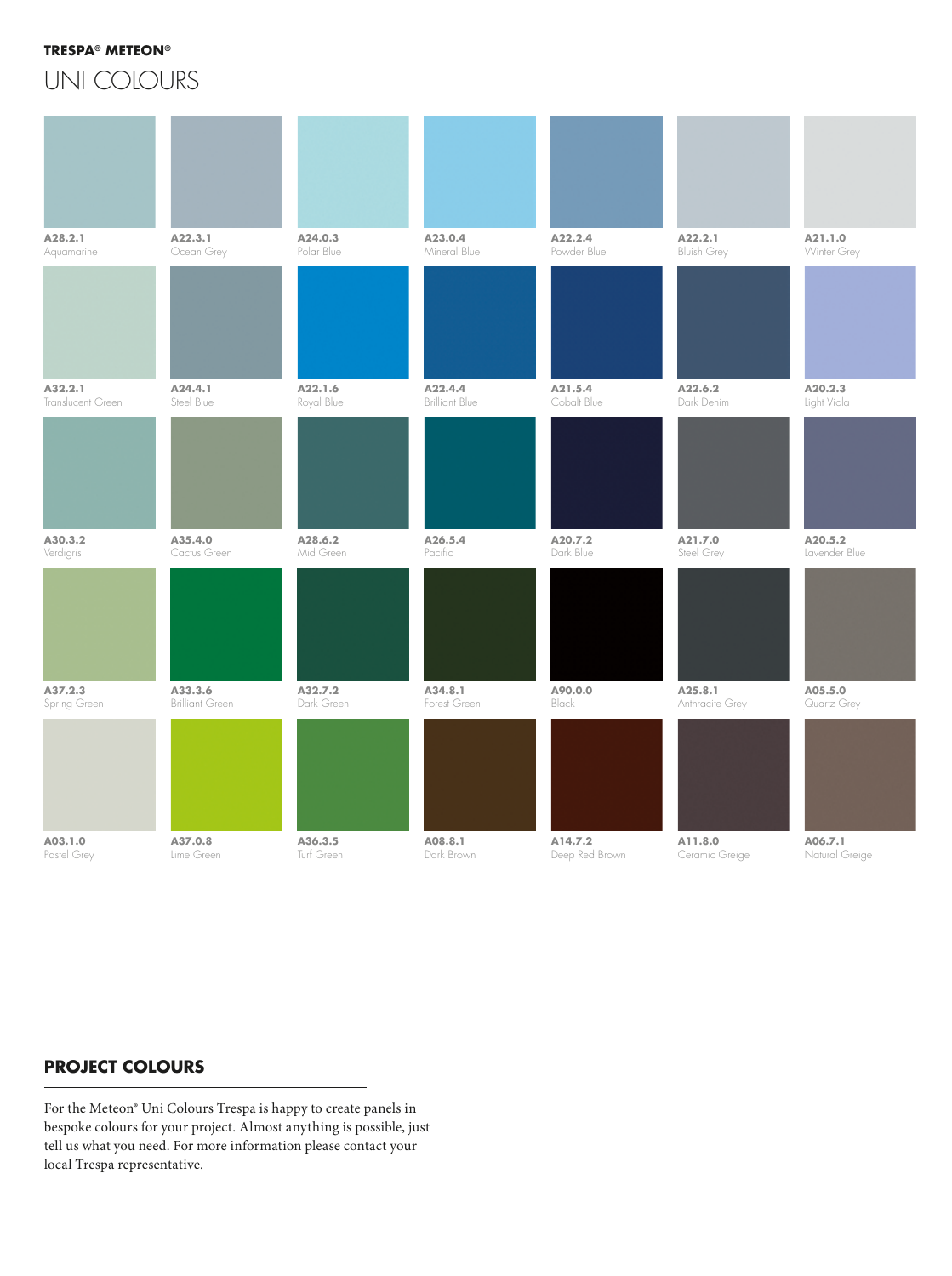**TRESPA® METEON®**

# UNI COLOURS

| | | | | | | |
|---|---|---|---|---|---|---|
| **A28.2.1** Aquamarine | **A22.3.1** Ocean Grey | **A24.0.3** Polar Blue | **A23.0.4** Mineral Blue | **A22.2.4** Powder Blue | **A22.2.1** Bluish Grey | **A21.1.0** Winter Grey |
| **A32.2.1** Translucent Green | **A24.4.1** Steel Blue | **A22.1.6** Royal Blue | **A22.4.4** Brilliant Blue | **A21.5.4** Cobalt Blue | **A22.6.2** Dark Denim | **A20.2.3** Light Viola |
| **A30.3.2** Verdigris | **A35.4.0** Cactus Green | **A28.6.2** Mid Green | **A26.5.4** Pacific | **A20.7.2** Dark Blue | **A21.7.0** Steel Grey | **A20.5.2** Lavender Blue |
| **A37.2.3** Spring Green | **A33.3.6** Brilliant Green | **A32.7.2** Dark Green | **A34.8.1** Forest Green | **A90.0.0** Black | **A25.8.1** Anthracite Grey | **A05.5.0** Quartz Grey |
| **A03.1.0** Pastel Grey | **A37.0.8** Lime Green | **A36.3.5** Turf Green | **A08.8.1** Dark Brown | **A14.7.2** Deep Red Brown | **A11.8.0** Ceramic Greige | **A06.7.1** Natural Greige |

## PROJECT COLOURS

For the Meteon® Uni Colours Trespa is happy to create panels in bespoke colours for your project. Almost anything is possible, just tell us what you need. For more information please contact your local Trespa representative.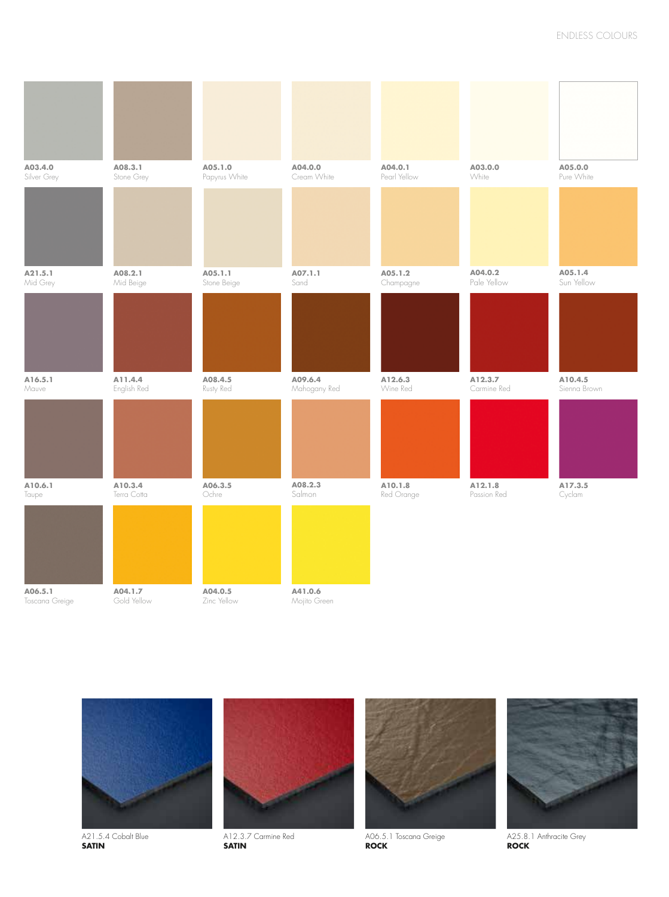| | | | | | | |
|---|---|---|---|---|---|---|
| **A03.4.0** Silver Grey | **A08.3.1** Stone Grey | **A05.1.0** Papyrus White | **A04.0.0** Cream White | **A04.0.1** Pearl Yellow | **A03.0.0** White | **A05.0.0** Pure White |
| **A21.5.1** Mid Grey | **A08.2.1** Mid Beige | **A05.1.1** Stone Beige | **A07.1.1** Sand | **A05.1.2** Champagne | **A04.0.2** Pale Yellow | **A05.1.4** Sun Yellow |
| **A16.5.1** Mauve | **A11.4.4** English Red | **A08.4.5** Rusty Red | **A09.6.4** Mahogany Red | **A12.6.3** Wine Red | **A12.3.7** Carmine Red | **A10.4.5** Sienna Brown |
| **A10.6.1** Taupe | **A10.3.4** Terra Cotta | **A06.3.5** Ochre | **A08.2.3** Salmon | **A10.1.8** Red Orange | **A12.1.8** Passion Red | **A17.3.5** Cyclam |
| **A06.5.1** Toscana Greige | **A04.1.7** Gold Yellow | **A04.0.5** Zinc Yellow | **A41.0.6** Mojito Green | | | |

A21.5.4 Cobalt Blue
**SATIN**

A12.3.7 Carmine Red
**SATIN**

A06.5.1 Toscana Greige
**ROCK**

A25.8.1 Anthracite Grey
**ROCK**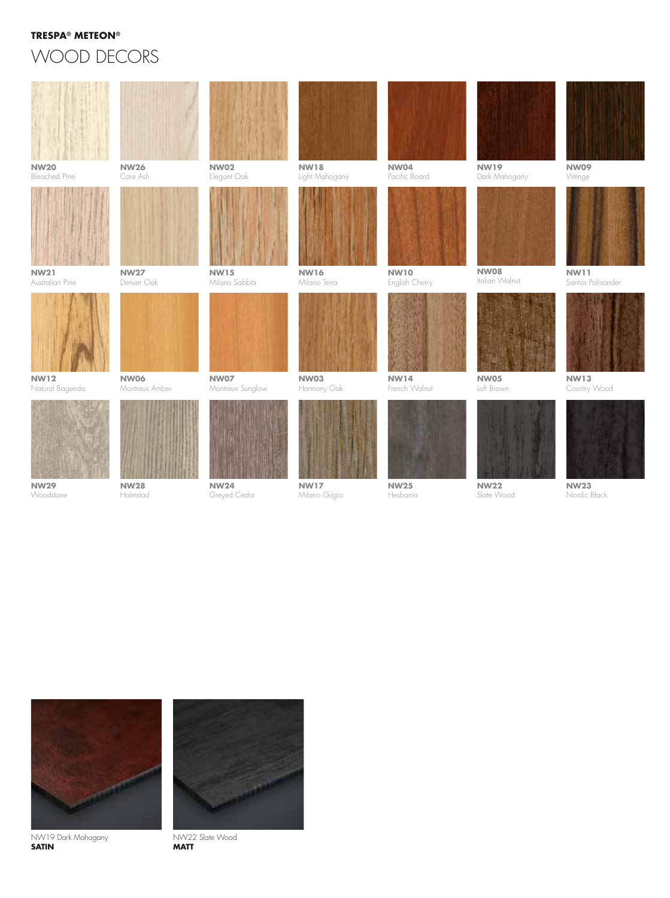**TRESPA® METEON®**

# WOOD DECORS

**NW20**
Bleached Pine

**NW26**
Core Ash

**NW02**
Elegant Oak

**NW18**
Light Mahogany

**NW04**
Pacific Board

**NW19**
Dark Mahogany

**NW09**
Wenge

**NW21**
Australian Pine

**NW27**
Denver Oak

**NW15**
Milano Sabbia

**NW16**
Milano Terra

**NW10**
English Cherry

**NW08**
Italian Walnut

**NW11**
Santos Palisander

**NW12**
Natural Bagenda

**NW06**
Montreux Amber

**NW07**
Montreux Sunglow

**NW03**
Harmony Oak

**NW14**
French Walnut

**NW05**
Loft Brown

**NW13**
Country Wood

**NW29**
Woodstone

**NW28**
Halmstad

**NW24**
Greyed Cedar

**NW17**
Milano Grigio

**NW25**
Hesbania

**NW22**
Slate Wood

**NW23**
Nordic Black

NW19 Dark Mahogany
**SATIN**

NW22 Slate Wood
**MATT**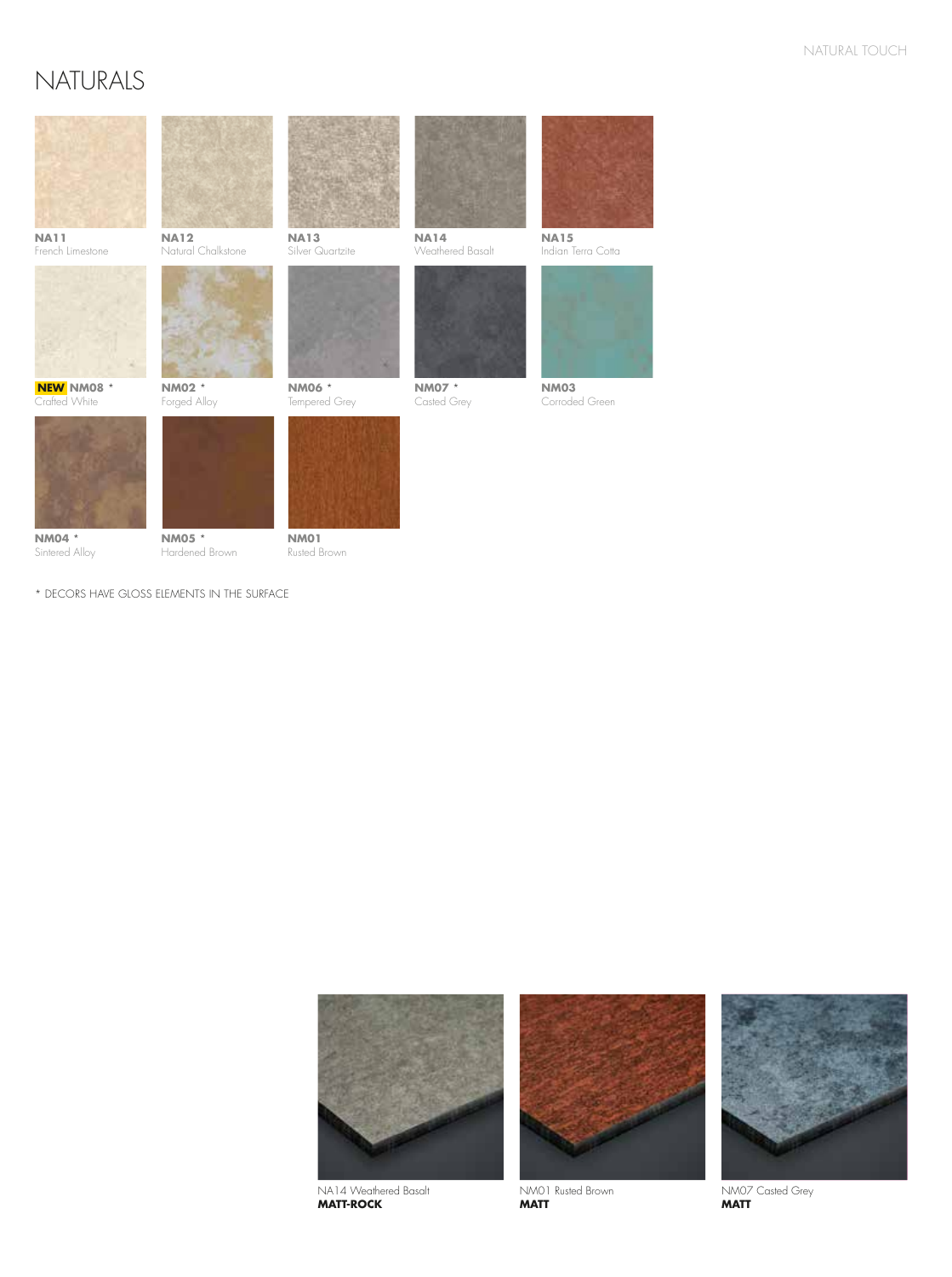# NATURALS

**NA11**
French Limestone

**NA12**
Natural Chalkstone

**NA13**
Silver Quartzite

**NA14**
Weathered Basalt

**NA15**
Indian Terra Cotta

**NEW** **NM08** *
Crafted White

**NM02** *
Forged Alloy

**NM06** *
Tempered Grey

**NM07** *
Casted Grey

**NM03**
Corroded Green

**NM04** *
Sintered Alloy

**NM05** *
Hardened Brown

**NM01**
Rusted Brown

* DECORS HAVE GLOSS ELEMENTS IN THE SURFACE

NA14 Weathered Basalt
**MATT-ROCK**

NM01 Rusted Brown
**MATT**

NM07 Casted Grey
**MATT**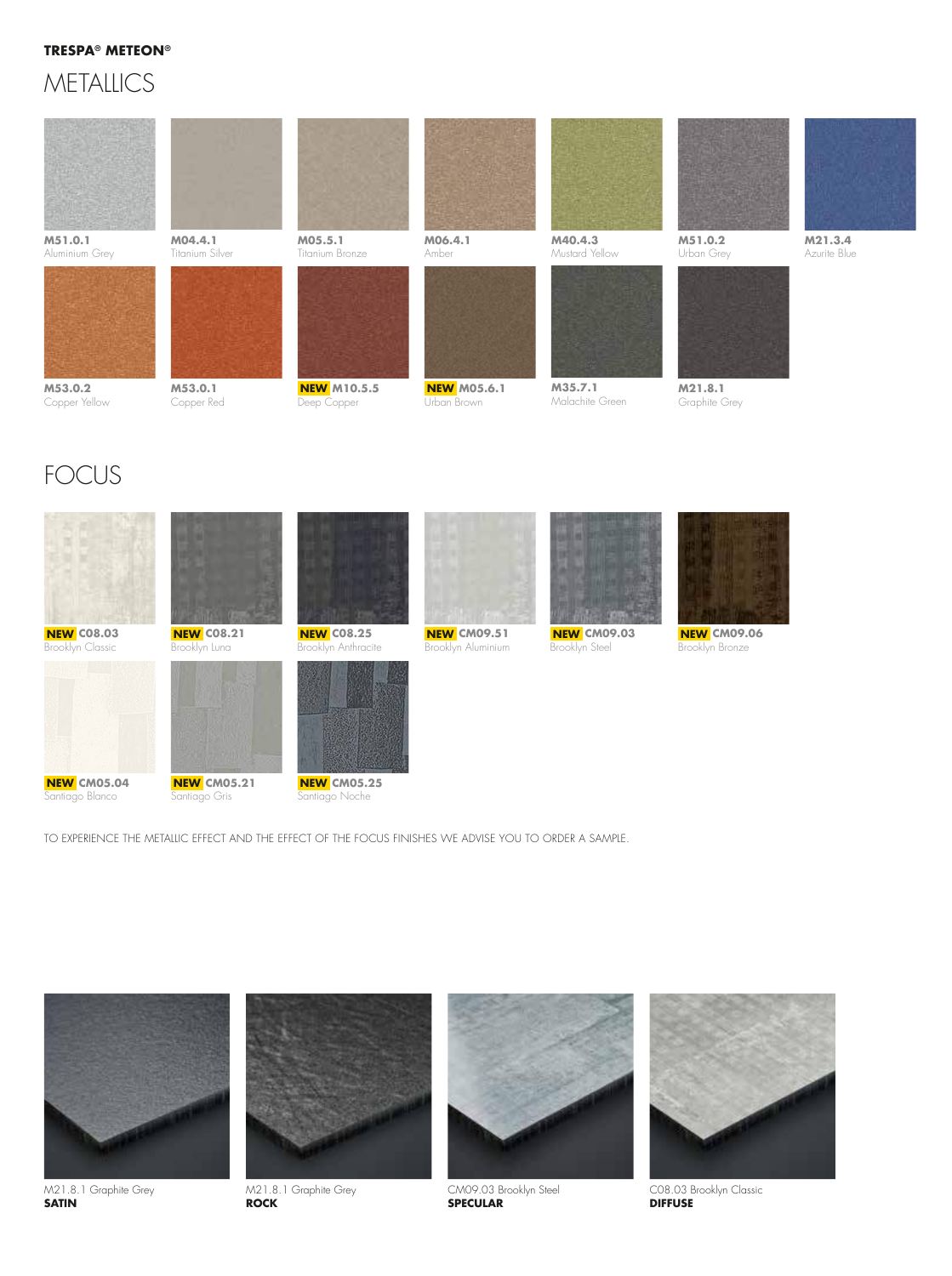**TRESPA® METEON®**

# METALLICS

**M51.0.1**
Aluminium Grey

**M04.4.1**
Titanium Silver

**M05.5.1**
Titanium Bronze

**M06.4.1**
Amber

**M40.4.3**
Mustard Yellow

**M51.0.2**
Urban Grey

**M21.3.4**
Azurite Blue

**M53.0.2**
Copper Yellow

**M53.0.1**
Copper Red

**NEW M10.5.5**
Deep Copper

**NEW M05.6.1**
Urban Brown

**M35.7.1**
Malachite Green

**M21.8.1**
Graphite Grey

# FOCUS

**NEW C08.03**
Brooklyn Classic

**NEW C08.21**
Brooklyn Luna

**NEW C08.25**
Brooklyn Anthracite

**NEW CM09.51**
Brooklyn Aluminium

**NEW CM09.03**
Brooklyn Steel

**NEW CM09.06**
Brooklyn Bronze

**NEW CM05.04**
Santiago Blanco

**NEW CM05.21**
Santiago Gris

**NEW CM05.25**
Santiago Noche

TO EXPERIENCE THE METALLIC EFFECT AND THE EFFECT OF THE FOCUS FINISHES WE ADVISE YOU TO ORDER A SAMPLE.

M21.8.1 Graphite Grey
**SATIN**

M21.8.1 Graphite Grey
**ROCK**

CM09.03 Brooklyn Steel
**SPECULAR**

C08.03 Brooklyn Classic
**DIFFUSE**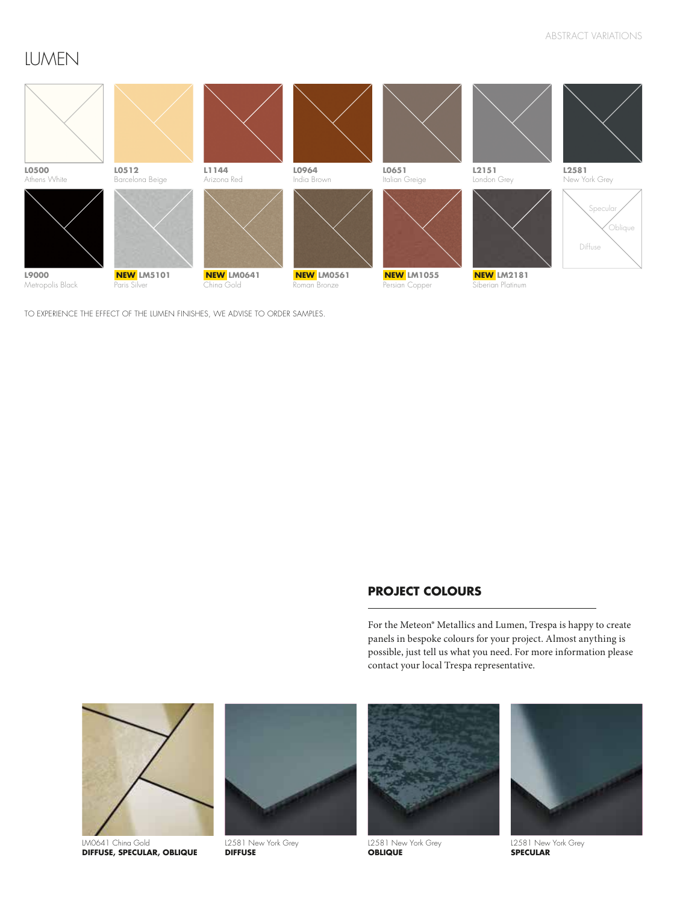# LUMEN

L0500
Athens White

L0512
Barcelona Beige

L1144
Arizona Red

L0964
India Brown

L0651
Italian Greige

L2151
London Grey

L2581
New York Grey

L9000
Metropolis Black

NEW LM5101
Paris Silver

NEW LM0641
China Gold

NEW LM0561
Roman Bronze

NEW LM1055
Persian Copper

NEW LM2181
Siberian Platinum

Specular
Oblique
Diffuse

TO EXPERIENCE THE EFFECT OF THE LUMEN FINISHES, WE ADVISE TO ORDER SAMPLES.

## PROJECT COLOURS

For the Meteon® Metallics and Lumen, Trespa is happy to create panels in bespoke colours for your project. Almost anything is possible, just tell us what you need. For more information please contact your local Trespa representative.

LM0641 China Gold
**DIFFUSE, SPECULAR, OBLIQUE**

L2581 New York Grey
**DIFFUSE**

L2581 New York Grey
**OBLIQUE**

L2581 New York Grey
**SPECULAR**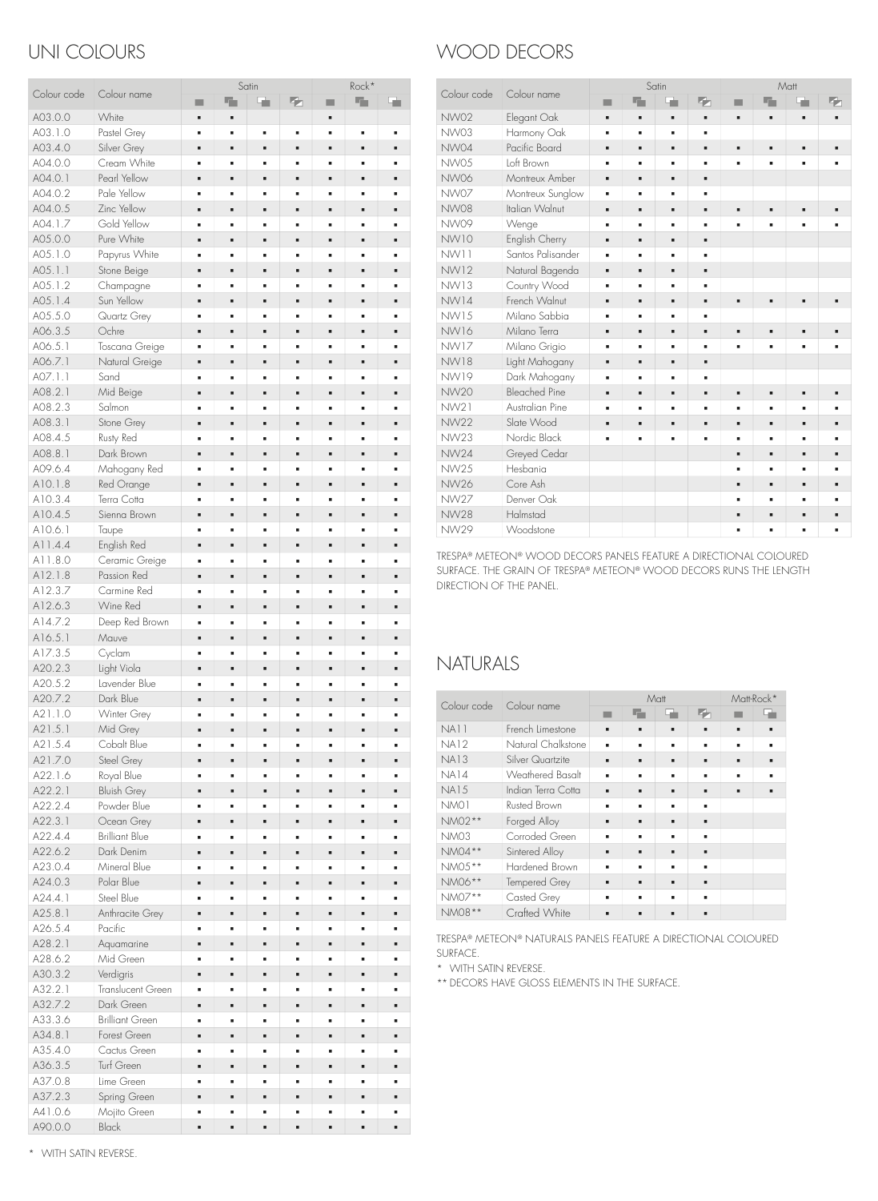## UNI COLOURS

| Colour code | Colour name | Satin | | | | Rock* | | |
|---|---|---|---|---|---|---|---|---|
| | | | | | | | | |
| A03.0.0 | White | ■ | ■ | | | ■ | | |
| A03.1.0 | Pastel Grey | ■ | ■ | ■ | ■ | ■ | ■ | ■ |
| A03.4.0 | Silver Grey | ■ | ■ | ■ | ■ | ■ | ■ | ■ |
| A04.0.0 | Cream White | ■ | ■ | ■ | ■ | ■ | ■ | ■ |
| A04.0.1 | Pearl Yellow | ■ | ■ | ■ | ■ | ■ | ■ | ■ |
| A04.0.2 | Pale Yellow | ■ | ■ | ■ | ■ | ■ | ■ | ■ |
| A04.0.5 | Zinc Yellow | ■ | ■ | ■ | ■ | ■ | ■ | ■ |
| A04.1.7 | Gold Yellow | ■ | ■ | ■ | ■ | ■ | ■ | ■ |
| A05.0.0 | Pure White | ■ | ■ | ■ | ■ | ■ | ■ | ■ |
| A05.1.0 | Papyrus White | ■ | ■ | ■ | ■ | ■ | ■ | ■ |
| A05.1.1 | Stone Beige | ■ | ■ | ■ | ■ | ■ | ■ | ■ |
| A05.1.2 | Champagne | ■ | ■ | ■ | ■ | ■ | ■ | ■ |
| A05.1.4 | Sun Yellow | ■ | ■ | ■ | ■ | ■ | ■ | ■ |
| A05.5.0 | Quartz Grey | ■ | ■ | ■ | ■ | ■ | ■ | ■ |
| A06.3.5 | Ochre | ■ | ■ | ■ | ■ | ■ | ■ | ■ |
| A06.5.1 | Toscana Greige | ■ | ■ | ■ | ■ | ■ | ■ | ■ |
| A06.7.1 | Natural Greige | ■ | ■ | ■ | ■ | ■ | ■ | ■ |
| A07.1.1 | Sand | ■ | ■ | ■ | ■ | ■ | ■ | ■ |
| A08.2.1 | Mid Beige | ■ | ■ | ■ | ■ | ■ | ■ | ■ |
| A08.2.3 | Salmon | ■ | ■ | ■ | ■ | ■ | ■ | ■ |
| A08.3.1 | Stone Grey | ■ | ■ | ■ | ■ | ■ | ■ | ■ |
| A08.4.5 | Rusty Red | ■ | ■ | ■ | ■ | ■ | ■ | ■ |
| A08.8.1 | Dark Brown | ■ | ■ | ■ | ■ | ■ | ■ | ■ |
| A09.6.4 | Mahogany Red | ■ | ■ | ■ | ■ | ■ | ■ | ■ |
| A10.1.8 | Red Orange | ■ | ■ | ■ | ■ | ■ | ■ | ■ |
| A10.3.4 | Terra Cotta | ■ | ■ | ■ | ■ | ■ | ■ | ■ |
| A10.4.5 | Sienna Brown | ■ | ■ | ■ | ■ | ■ | ■ | ■ |
| A10.6.1 | Taupe | ■ | ■ | ■ | ■ | ■ | ■ | ■ |
| A11.4.4 | English Red | ■ | ■ | ■ | ■ | ■ | ■ | ■ |
| A11.8.0 | Ceramic Greige | ■ | ■ | ■ | ■ | ■ | ■ | ■ |
| A12.1.8 | Passion Red | ■ | ■ | ■ | ■ | ■ | ■ | ■ |
| A12.3.7 | Carmine Red | ■ | ■ | ■ | ■ | ■ | ■ | ■ |
| A12.6.3 | Wine Red | ■ | ■ | ■ | ■ | ■ | ■ | ■ |
| A14.7.2 | Deep Red Brown | ■ | ■ | ■ | ■ | ■ | ■ | ■ |
| A16.5.1 | Mauve | ■ | ■ | ■ | ■ | ■ | ■ | ■ |
| A17.3.5 | Cyclam | ■ | ■ | ■ | ■ | ■ | ■ | ■ |
| A20.2.3 | Light Viola | ■ | ■ | ■ | ■ | ■ | ■ | ■ |
| A20.5.2 | Lavender Blue | ■ | ■ | ■ | ■ | ■ | ■ | ■ |
| A20.7.2 | Dark Blue | ■ | ■ | ■ | ■ | ■ | ■ | ■ |
| A21.1.0 | Winter Grey | ■ | ■ | ■ | ■ | ■ | ■ | ■ |
| A21.5.1 | Mid Grey | ■ | ■ | ■ | ■ | ■ | ■ | ■ |
| A21.5.4 | Cobalt Blue | ■ | ■ | ■ | ■ | ■ | ■ | ■ |
| A21.7.0 | Steel Grey | ■ | ■ | ■ | ■ | ■ | ■ | ■ |
| A22.1.6 | Royal Blue | ■ | ■ | ■ | ■ | ■ | ■ | ■ |
| A22.2.1 | Bluish Grey | ■ | ■ | ■ | ■ | ■ | ■ | ■ |
| A22.2.4 | Powder Blue | ■ | ■ | ■ | ■ | ■ | ■ | ■ |
| A22.3.1 | Ocean Grey | ■ | ■ | ■ | ■ | ■ | ■ | ■ |
| A22.4.4 | Brilliant Blue | ■ | ■ | ■ | ■ | ■ | ■ | ■ |
| A22.6.2 | Dark Denim | ■ | ■ | ■ | ■ | ■ | ■ | ■ |
| A23.0.4 | Mineral Blue | ■ | ■ | ■ | ■ | ■ | ■ | ■ |
| A24.0.3 | Polar Blue | ■ | ■ | ■ | ■ | ■ | ■ | ■ |
| A24.4.1 | Steel Blue | ■ | ■ | ■ | ■ | ■ | ■ | ■ |
| A25.8.1 | Anthracite Grey | ■ | ■ | ■ | ■ | ■ | ■ | ■ |
| A26.5.4 | Pacific | ■ | ■ | ■ | ■ | ■ | ■ | ■ |
| A28.2.1 | Aquamarine | ■ | ■ | ■ | ■ | ■ | ■ | ■ |
| A28.6.2 | Mid Green | ■ | ■ | ■ | ■ | ■ | ■ | ■ |
| A30.3.2 | Verdigris | ■ | ■ | ■ | ■ | ■ | ■ | ■ |
| A32.2.1 | Translucent Green | ■ | ■ | ■ | ■ | ■ | ■ | ■ |
| A32.7.2 | Dark Green | ■ | ■ | ■ | ■ | ■ | ■ | ■ |
| A33.3.6 | Brilliant Green | ■ | ■ | ■ | ■ | ■ | ■ | ■ |
| A34.8.1 | Forest Green | ■ | ■ | ■ | ■ | ■ | ■ | ■ |
| A35.4.0 | Cactus Green | ■ | ■ | ■ | ■ | ■ | ■ | ■ |
| A36.3.5 | Turf Green | ■ | ■ | ■ | ■ | ■ | ■ | ■ |
| A37.0.8 | Lime Green | ■ | ■ | ■ | ■ | ■ | ■ | ■ |
| A37.2.3 | Spring Green | ■ | ■ | ■ | ■ | ■ | ■ | ■ |
| A41.0.6 | Mojito Green | ■ | ■ | ■ | ■ | ■ | ■ | ■ |
| A90.0.0 | Black | ■ | ■ | ■ | ■ | ■ | ■ | ■ |

\* WITH SATIN REVERSE.

## WOOD DECORS

| Colour code | Colour name | Satin | | | | Matt | | | |
|---|---|---|---|---|---|---|---|---|---|
| | | | | | | | | | |
| NW02 | Elegant Oak | ■ | ■ | ■ | ■ | ■ | ■ | ■ | ■ |
| NW03 | Harmony Oak | ■ | ■ | ■ | ■ | | | | |
| NW04 | Pacific Board | ■ | ■ | ■ | ■ | ■ | ■ | ■ | ■ |
| NW05 | Loft Brown | ■ | ■ | ■ | ■ | ■ | ■ | ■ | ■ |
| NW06 | Montreux Amber | ■ | ■ | ■ | ■ | | | | |
| NW07 | Montreux Sunglow | ■ | ■ | ■ | ■ | | | | |
| NW08 | Italian Walnut | ■ | ■ | ■ | ■ | ■ | ■ | ■ | ■ |
| NW09 | Wenge | ■ | ■ | ■ | ■ | ■ | ■ | ■ | ■ |
| NW10 | English Cherry | ■ | ■ | ■ | ■ | | | | |
| NW11 | Santos Palisander | ■ | ■ | ■ | ■ | | | | |
| NW12 | Natural Bagenda | ■ | ■ | ■ | ■ | | | | |
| NW13 | Country Wood | ■ | ■ | ■ | ■ | | | | |
| NW14 | French Walnut | ■ | ■ | ■ | ■ | ■ | ■ | ■ | ■ |
| NW15 | Milano Sabbia | ■ | ■ | ■ | ■ | | | | |
| NW16 | Milano Terra | ■ | ■ | ■ | ■ | ■ | ■ | ■ | ■ |
| NW17 | Milano Grigio | ■ | ■ | ■ | ■ | ■ | ■ | ■ | ■ |
| NW18 | Light Mahogany | ■ | ■ | ■ | ■ | | | | |
| NW19 | Dark Mahogany | ■ | ■ | ■ | ■ | | | | |
| NW20 | Bleached Pine | ■ | ■ | ■ | ■ | ■ | ■ | ■ | ■ |
| NW21 | Australian Pine | ■ | ■ | ■ | ■ | ■ | ■ | ■ | ■ |
| NW22 | Slate Wood | ■ | ■ | ■ | ■ | ■ | ■ | ■ | ■ |
| NW23 | Nordic Black | ■ | ■ | ■ | ■ | ■ | ■ | ■ | ■ |
| NW24 | Greyed Cedar | | | | | ■ | ■ | ■ | ■ |
| NW25 | Hesbania | | | | | ■ | ■ | ■ | ■ |
| NW26 | Core Ash | | | | | ■ | ■ | ■ | ■ |
| NW27 | Denver Oak | | | | | ■ | ■ | ■ | ■ |
| NW28 | Halmstad | | | | | ■ | ■ | ■ | ■ |
| NW29 | Woodstone | | | | | ■ | ■ | ■ | ■ |

TRESPA® METEON® WOOD DECORS PANELS FEATURE A DIRECTIONAL COLOURED SURFACE. THE GRAIN OF TRESPA® METEON® WOOD DECORS RUNS THE LENGTH DIRECTION OF THE PANEL.

## NATURALS

| Colour code | Colour name | Matt | | | | Matt-Rock* | |
|---|---|---|---|---|---|---|---|
| | | | | | | | |
| NA11 | French Limestone | ■ | ■ | ■ | ■ | ■ | ■ |
| NA12 | Natural Chalkstone | ■ | ■ | ■ | ■ | ■ | ■ |
| NA13 | Silver Quartzite | ■ | ■ | ■ | ■ | ■ | ■ |
| NA14 | Weathered Basalt | ■ | ■ | ■ | ■ | ■ | ■ |
| NA15 | Indian Terra Cotta | ■ | ■ | ■ | ■ | ■ | ■ |
| NM01 | Rusted Brown | ■ | ■ | ■ | ■ | | |
| NM02** | Forged Alloy | ■ | ■ | ■ | ■ | | |
| NM03 | Corroded Green | ■ | ■ | ■ | ■ | | |
| NM04** | Sintered Alloy | ■ | ■ | ■ | ■ | | |
| NM05** | Hardened Brown | ■ | ■ | ■ | ■ | | |
| NM06** | Tempered Grey | ■ | ■ | ■ | ■ | | |
| NM07** | Casted Grey | ■ | ■ | ■ | ■ | | |
| NM08** | Crafted White | ■ | ■ | ■ | ■ | | |

TRESPA® METEON® NATURALS PANELS FEATURE A DIRECTIONAL COLOURED SURFACE.

\* WITH SATIN REVERSE.

\*\* DECORS HAVE GLOSS ELEMENTS IN THE SURFACE.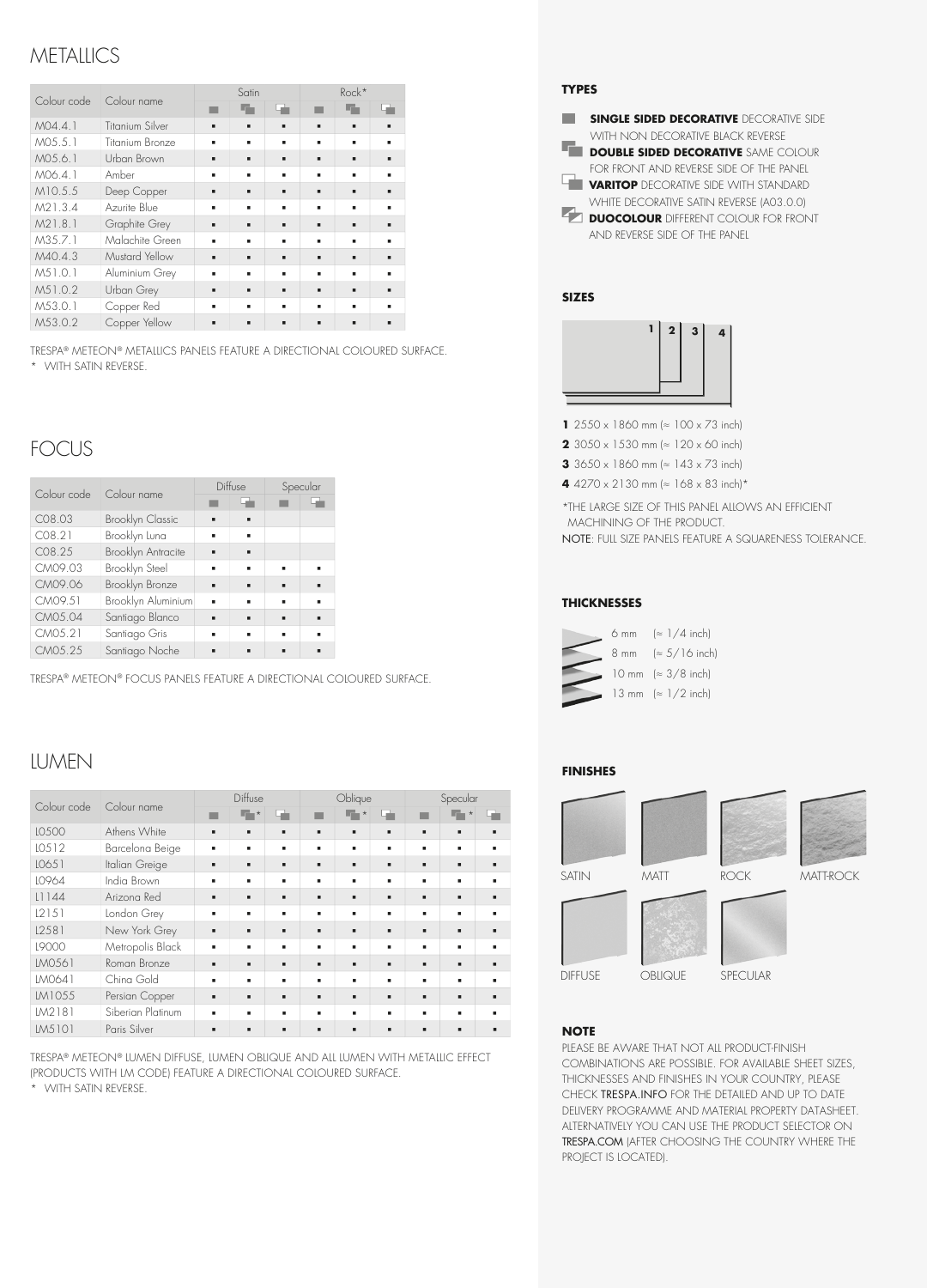# METALLICS

| Colour code | Colour name | Satin | | | Rock* | | |
|---|---|---|---|---|---|---|---|
| | | Single sided | Double sided | Varitop | Single sided | Double sided | Varitop |
| M04.4.1 | Titanium Silver | ■ | ■ | ■ | ■ | ■ | ■ |
| M05.5.1 | Titanium Bronze | ■ | ■ | ■ | ■ | ■ | ■ |
| M05.6.1 | Urban Brown | ■ | ■ | ■ | ■ | ■ | ■ |
| M06.4.1 | Amber | ■ | ■ | ■ | ■ | ■ | ■ |
| M10.5.5 | Deep Copper | ■ | ■ | ■ | ■ | ■ | ■ |
| M21.3.4 | Azurite Blue | ■ | ■ | ■ | ■ | ■ | ■ |
| M21.8.1 | Graphite Grey | ■ | ■ | ■ | ■ | ■ | ■ |
| M35.7.1 | Malachite Green | ■ | ■ | ■ | ■ | ■ | ■ |
| M40.4.3 | Mustard Yellow | ■ | ■ | ■ | ■ | ■ | ■ |
| M51.0.1 | Aluminium Grey | ■ | ■ | ■ | ■ | ■ | ■ |
| M51.0.2 | Urban Grey | ■ | ■ | ■ | ■ | ■ | ■ |
| M53.0.1 | Copper Red | ■ | ■ | ■ | ■ | ■ | ■ |
| M53.0.2 | Copper Yellow | ■ | ■ | ■ | ■ | ■ | ■ |

TRESPA® METEON® METALLICS PANELS FEATURE A DIRECTIONAL COLOURED SURFACE.
\* WITH SATIN REVERSE.

# FOCUS

| Colour code | Colour name | Diffuse | | Specular | |
|---|---|---|---|---|---|
| | | Single sided | Varitop | Single sided | Varitop |
| C08.03 | Brooklyn Classic | ■ | ■ | | |
| C08.21 | Brooklyn Luna | ■ | ■ | | |
| C08.25 | Brooklyn Antracite | ■ | ■ | | |
| CM09.03 | Brooklyn Steel | ■ | ■ | ■ | ■ |
| CM09.06 | Brooklyn Bronze | ■ | ■ | ■ | ■ |
| CM09.51 | Brooklyn Aluminium | ■ | ■ | ■ | ■ |
| CM05.04 | Santiago Blanco | ■ | ■ | ■ | ■ |
| CM05.21 | Santiago Gris | ■ | ■ | ■ | ■ |
| CM05.25 | Santiago Noche | ■ | ■ | ■ | ■ |

TRESPA® METEON® FOCUS PANELS FEATURE A DIRECTIONAL COLOURED SURFACE.

# LUMEN

| Colour code | Colour name | Diffuse | | | Oblique | | | Specular | | |
|---|---|---|---|---|---|---|---|---|---|---|
| | | Single sided | Double sided* | Varitop | Single sided | Double sided* | Varitop | Single sided | Double sided* | Varitop |
| L0500 | Athens White | ■ | ■ | ■ | ■ | ■ | ■ | ■ | ■ | ■ |
| L0512 | Barcelona Beige | ■ | ■ | ■ | ■ | ■ | ■ | ■ | ■ | ■ |
| L0651 | Italian Greige | ■ | ■ | ■ | ■ | ■ | ■ | ■ | ■ | ■ |
| L0964 | India Brown | ■ | ■ | ■ | ■ | ■ | ■ | ■ | ■ | ■ |
| L1144 | Arizona Red | ■ | ■ | ■ | ■ | ■ | ■ | ■ | ■ | ■ |
| L2151 | London Grey | ■ | ■ | ■ | ■ | ■ | ■ | ■ | ■ | ■ |
| L2581 | New York Grey | ■ | ■ | ■ | ■ | ■ | ■ | ■ | ■ | ■ |
| L9000 | Metropolis Black | ■ | ■ | ■ | ■ | ■ | ■ | ■ | ■ | ■ |
| LM0561 | Roman Bronze | ■ | ■ | ■ | ■ | ■ | ■ | ■ | ■ | ■ |
| LM0641 | China Gold | ■ | ■ | ■ | ■ | ■ | ■ | ■ | ■ | ■ |
| LM1055 | Persian Copper | ■ | ■ | ■ | ■ | ■ | ■ | ■ | ■ | ■ |
| LM2181 | Siberian Platinum | ■ | ■ | ■ | ■ | ■ | ■ | ■ | ■ | ■ |
| LM5101 | Paris Silver | ■ | ■ | ■ | ■ | ■ | ■ | ■ | ■ | ■ |

TRESPA® METEON® LUMEN DIFFUSE, LUMEN OBLIQUE AND ALL LUMEN WITH METALLIC EFFECT (PRODUCTS WITH LM CODE) FEATURE A DIRECTIONAL COLOURED SURFACE.
\* WITH SATIN REVERSE.

### TYPES

- **SINGLE SIDED DECORATIVE** DECORATIVE SIDE WITH NON DECORATIVE BLACK REVERSE
- **DOUBLE SIDED DECORATIVE** SAME COLOUR FOR FRONT AND REVERSE SIDE OF THE PANEL
- **VARITOP** DECORATIVE SIDE WITH STANDARD WHITE DECORATIVE SATIN REVERSE (A03.0.0)
- **DUOCOLOUR** DIFFERENT COLOUR FOR FRONT AND REVERSE SIDE OF THE PANEL

### SIZES

**1** 2550 x 1860 mm (≈ 100 x 73 inch)
**2** 3050 x 1530 mm (≈ 120 x 60 inch)
**3** 3650 x 1860 mm (≈ 143 x 73 inch)
**4** 4270 x 2130 mm (≈ 168 x 83 inch)*

*THE LARGE SIZE OF THIS PANEL ALLOWS AN EFFICIENT MACHINING OF THE PRODUCT.
NOTE: FULL SIZE PANELS FEATURE A SQUARENESS TOLERANCE.

### THICKNESSES

6 mm (≈ 1/4 inch)
8 mm (≈ 5/16 inch)
10 mm (≈ 3/8 inch)
13 mm (≈ 1/2 inch)

### FINISHES

SATIN
MATT
ROCK
MATT-ROCK
DIFFUSE
OBLIQUE
SPECULAR

### NOTE

PLEASE BE AWARE THAT NOT ALL PRODUCT-FINISH COMBINATIONS ARE POSSIBLE. FOR AVAILABLE SHEET SIZES, THICKNESSES AND FINISHES IN YOUR COUNTRY, PLEASE CHECK TRESPA.INFO FOR THE DETAILED AND UP TO DATE DELIVERY PROGRAMME AND MATERIAL PROPERTY DATASHEET. ALTERNATIVELY YOU CAN USE THE PRODUCT SELECTOR ON TRESPA.COM (AFTER CHOOSING THE COUNTRY WHERE THE PROJECT IS LOCATED).